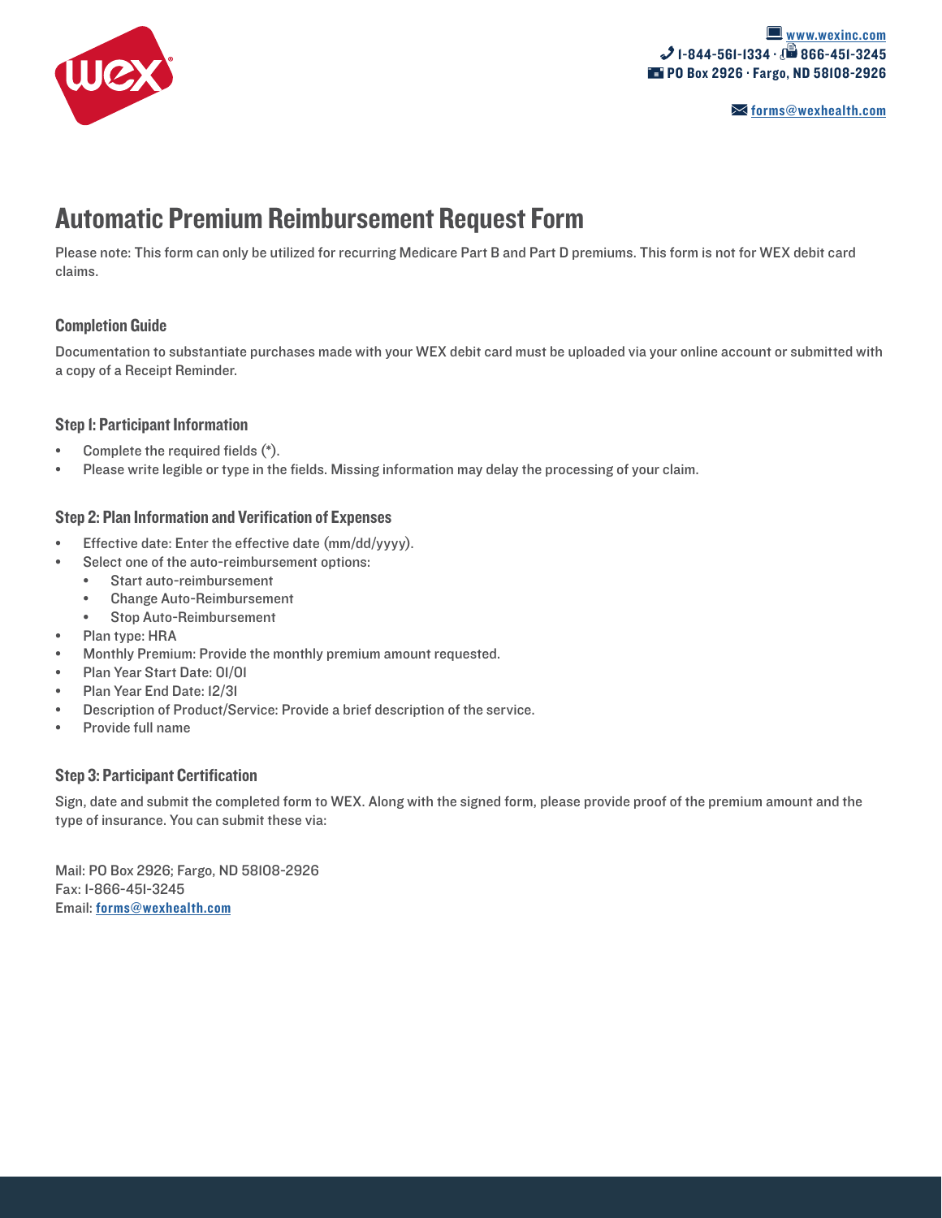www.wexinc.com
1-844-561-1334 · 866-451-3245
PO Box 2926 · Fargo, ND 58108-2926

forms@wexhealth.com

# Automatic Premium Reimbursement Request Form

Please note: This form can only be utilized for recurring Medicare Part B and Part D premiums. This form is not for WEX debit card claims.

### Completion Guide

Documentation to substantiate purchases made with your WEX debit card must be uploaded via your online account or submitted with a copy of a Receipt Reminder.

### Step 1: Participant Information

- Complete the required fields (*).
- Please write legible or type in the fields. Missing information may delay the processing of your claim.

### Step 2: Plan Information and Verification of Expenses

- Effective date: Enter the effective date (mm/dd/yyyy).
- Select one of the auto-reimbursement options:
  - Start auto-reimbursement
  - Change Auto-Reimbursement
  - Stop Auto-Reimbursement
- Plan type: HRA
- Monthly Premium: Provide the monthly premium amount requested.
- Plan Year Start Date: 01/01
- Plan Year End Date: 12/31
- Description of Product/Service: Provide a brief description of the service.
- Provide full name

### Step 3: Participant Certification

Sign, date and submit the completed form to WEX. Along with the signed form, please provide proof of the premium amount and the type of insurance. You can submit these via:

Mail: PO Box 2926; Fargo, ND 58108-2926
Fax: 1-866-451-3245
Email: forms@wexhealth.com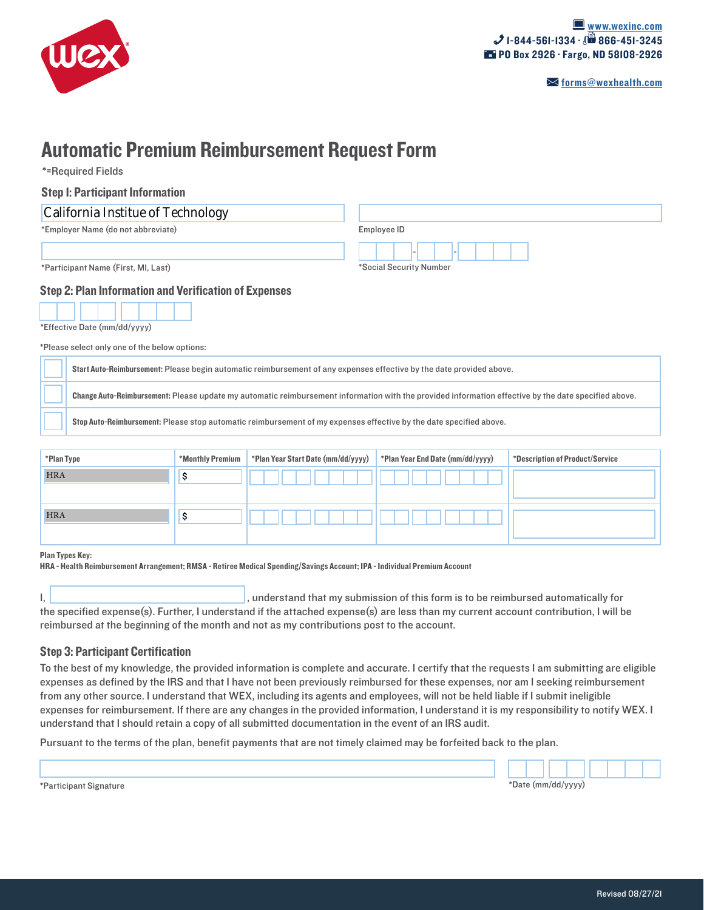www.wexinc.com
1-844-561-1334 · 866-451-3245
PO Box 2926 · Fargo, ND 58108-2926

forms@wexhealth.com

# Automatic Premium Reimbursement Request Form

*=Required Fields

## Step 1: Participant Information

California Institue of Technology
*Employer Name (do not abbreviate)

Employee ID

*Participant Name (First, MI, Last)

*Social Security Number

## Step 2: Plan Information and Verification of Expenses

*Effective Date (mm/dd/yyyy)

*Please select only one of the below options:

- ☐ **Start Auto-Reimbursement:** Please begin automatic reimbursement of any expenses effective by the date provided above.
- ☐ **Change Auto-Reimbursement:** Please update my automatic reimbursement information with the provided information effective by the date specified above.
- ☐ **Stop Auto-Reimbursement:** Please stop automatic reimbursement of my expenses effective by the date specified above.

| *Plan Type | *Monthly Premium | *Plan Year Start Date (mm/dd/yyyy) | *Plan Year End Date (mm/dd/yyyy) | *Description of Product/Service |
|---|---|---|---|---|
| HRA | $ | | | |
| HRA | $ | | | |

**Plan Types Key:**
**HRA - Health Reimbursement Arrangement; RMSA - Retiree Medical Spending/Savings Account; IPA - Individual Premium Account**

I, ____________________, understand that my submission of this form is to be reimbursed automatically for the specified expense(s). Further, I understand if the attached expense(s) are less than my current account contribution, I will be reimbursed at the beginning of the month and not as my contributions post to the account.

## Step 3: Participant Certification

To the best of my knowledge, the provided information is complete and accurate. I certify that the requests I am submitting are eligible expenses as defined by the IRS and that I have not been previously reimbursed for these expenses, nor am I seeking reimbursement from any other source. I understand that WEX, including its agents and employees, will not be held liable if I submit ineligible expenses for reimbursement. If there are any changes in the provided information, I understand it is my responsibility to notify WEX. I understand that I should retain a copy of all submitted documentation in the event of an IRS audit.

Pursuant to the terms of the plan, benefit payments that are not timely claimed may be forfeited back to the plan.

*Participant Signature

*Date (mm/dd/yyyy)

Revised 08/27/21